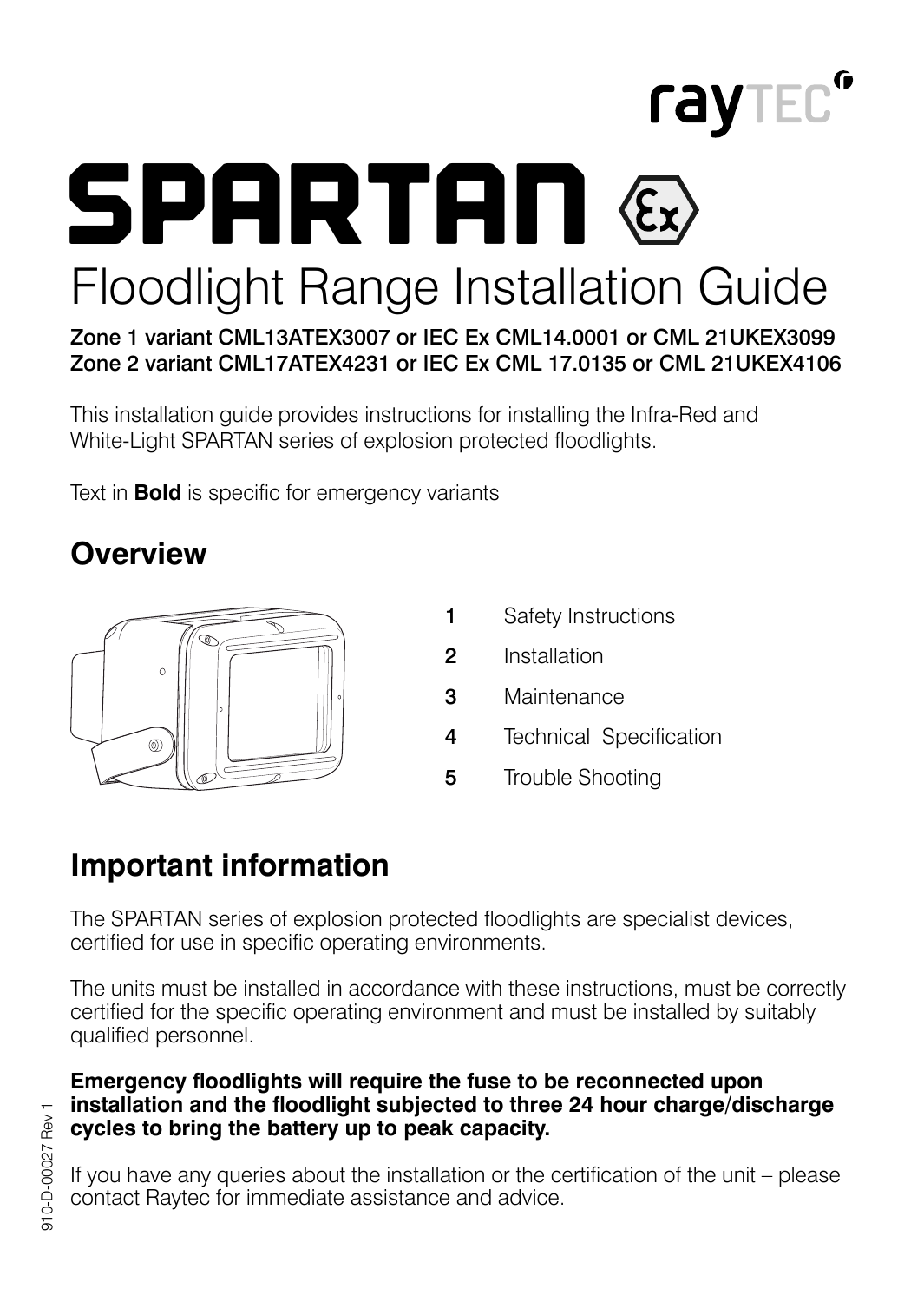rayTEC

# SPARTAN

# Floodlight Range Installation Guide

**Zone 1 variant CML13ATEX3007 or IEC Ex CML14.0001 or CML 21UKEX3099**
**Zone 2 variant CML17ATEX4231 or IEC Ex CML 17.0135 or CML 21UKEX4106**

This installation guide provides instructions for installing the Infra-Red and White-Light SPARTAN series of explosion protected floodlights.

Text in **Bold** is specific for emergency variants

## Overview

1. Safety Instructions
2. Installation
3. Maintenance
4. Technical Specification
5. Trouble Shooting

## Important information

The SPARTAN series of explosion protected floodlights are specialist devices, certified for use in specific operating environments.

The units must be installed in accordance with these instructions, must be correctly certified for the specific operating environment and must be installed by suitably qualified personnel.

**Emergency floodlights will require the fuse to be reconnected upon installation and the floodlight subjected to three 24 hour charge/discharge cycles to bring the battery up to peak capacity.**

If you have any queries about the installation or the certification of the unit – please contact Raytec for immediate assistance and advice.

910-D-00027 Rev 1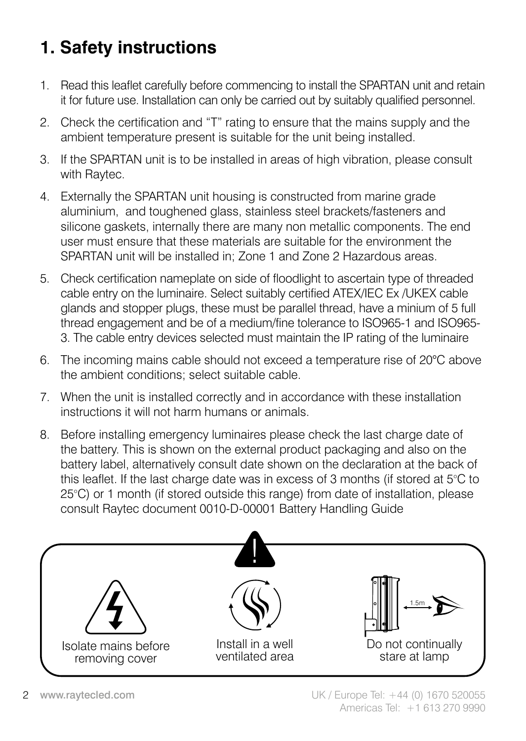# 1. Safety instructions

1. Read this leaflet carefully before commencing to install the SPARTAN unit and retain it for future use. Installation can only be carried out by suitably qualified personnel.
2. Check the certification and "T" rating to ensure that the mains supply and the ambient temperature present is suitable for the unit being installed.
3. If the SPARTAN unit is to be installed in areas of high vibration, please consult with Raytec.
4. Externally the SPARTAN unit housing is constructed from marine grade aluminium, and toughened glass, stainless steel brackets/fasteners and silicone gaskets, internally there are many non metallic components. The end user must ensure that these materials are suitable for the environment the SPARTAN unit will be installed in; Zone 1 and Zone 2 Hazardous areas.
5. Check certification nameplate on side of floodlight to ascertain type of threaded cable entry on the luminaire. Select suitably certified ATEX/IEC Ex /UKEX cable glands and stopper plugs, these must be parallel thread, have a minium of 5 full thread engagement and be of a medium/fine tolerance to ISO965-1 and ISO965-3. The cable entry devices selected must maintain the IP rating of the luminaire
6. The incoming mains cable should not exceed a temperature rise of 20°C above the ambient conditions; select suitable cable.
7. When the unit is installed correctly and in accordance with these installation instructions it will not harm humans or animals.
8. Before installing emergency luminaires please check the last charge date of the battery. This is shown on the external product packaging and also on the battery label, alternatively consult date shown on the declaration at the back of this leaflet. If the last charge date was in excess of 3 months (if stored at 5°C to 25°C) or 1 month (if stored outside this range) from date of installation, please consult Raytec document 0010-D-00001 Battery Handling Guide

Isolate mains before removing cover

Install in a well ventilated area

1.5m

Do not continually stare at lamp

www.raytecled.com

UK / Europe Tel: +44 (0) 1670 520055
Americas Tel: +1 613 270 9990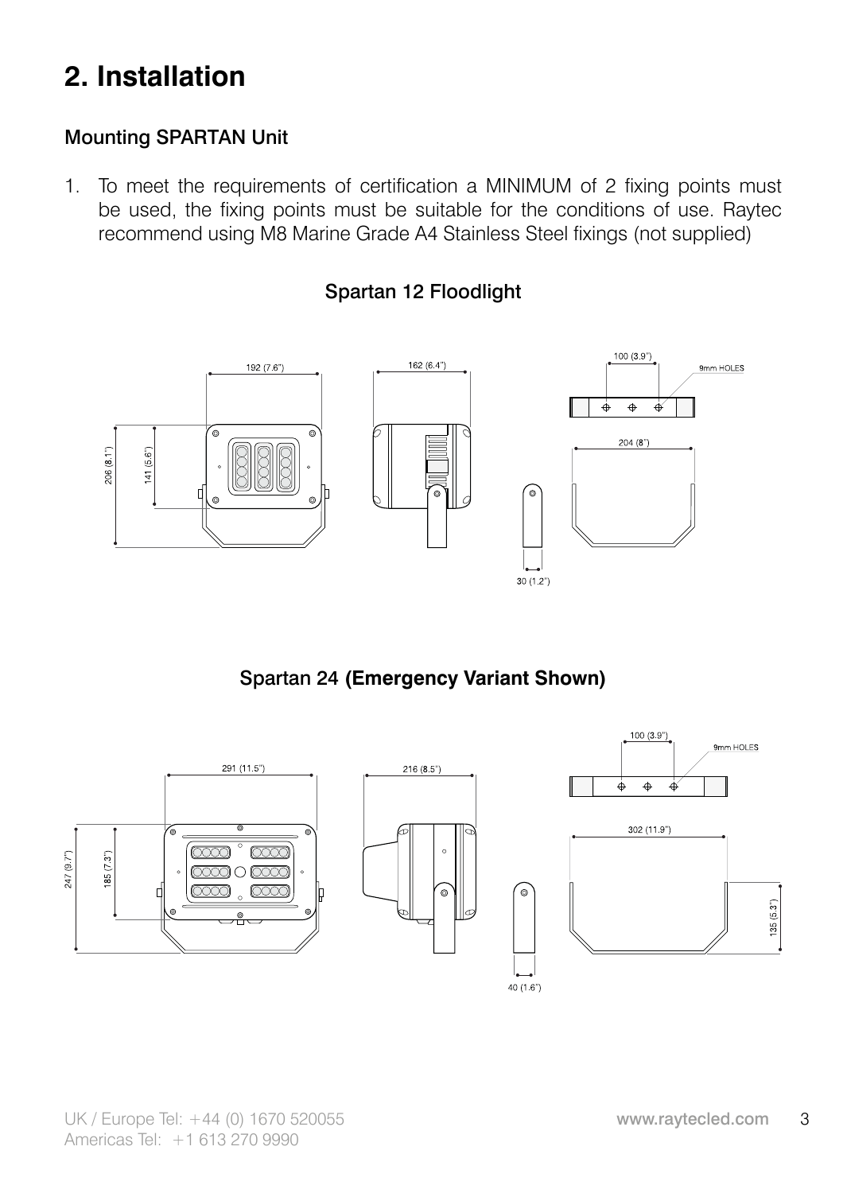# 2. Installation

## Mounting SPARTAN Unit

1. To meet the requirements of certification a MINIMUM of 2 fixing points must be used, the fixing points must be suitable for the conditions of use. Raytec recommend using M8 Marine Grade A4 Stainless Steel fixings (not supplied)

### Spartan 12 Floodlight

192 (7.6") 162 (6.4") 100 (3.9") 9mm HOLES 204 (8") 206 (8.1") 141 (5.6") 30 (1.2")

### Spartan 24 **(Emergency Variant Shown)**

291 (11.5") 216 (8.5") 100 (3.9") 9mm HOLES 302 (11.9") 247 (9.7") 185 (7.3") 135 (5.3") 40 (1.6")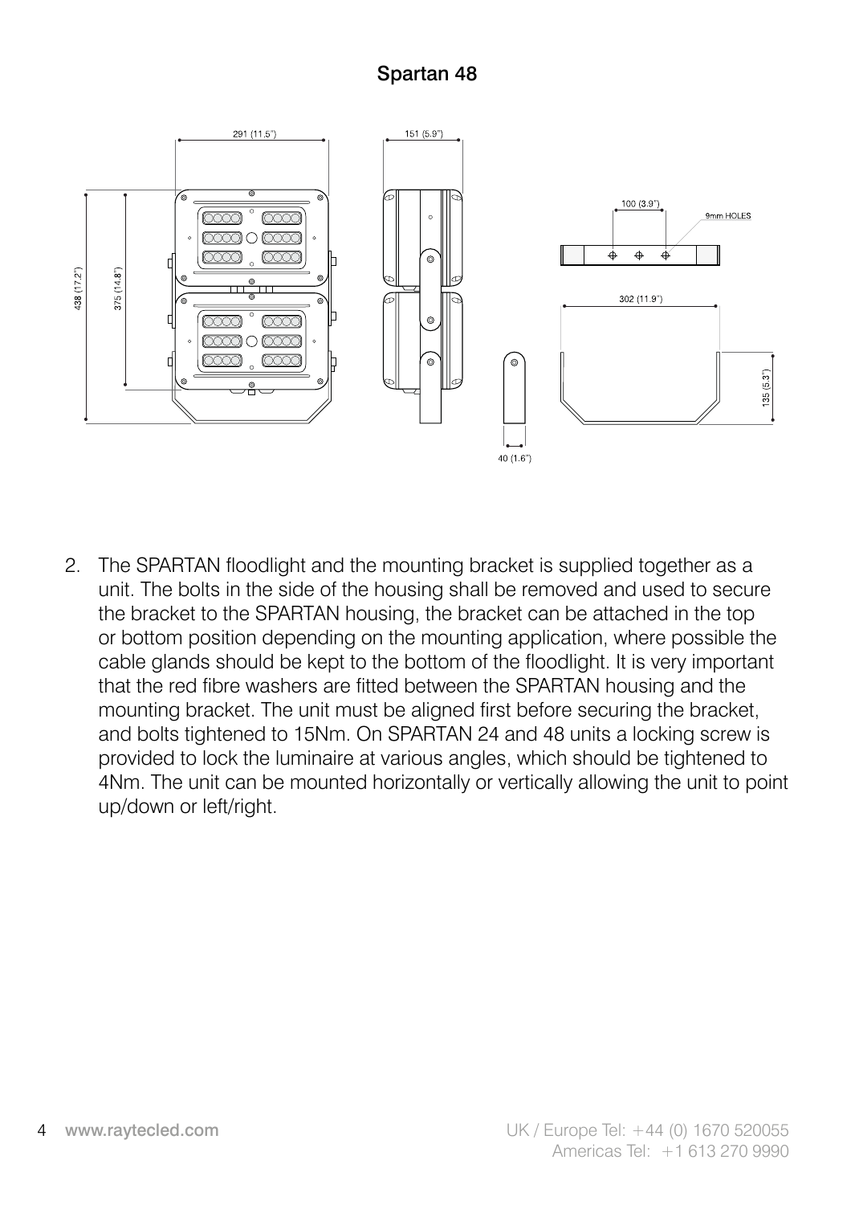## Spartan 48

2. The SPARTAN floodlight and the mounting bracket is supplied together as a unit. The bolts in the side of the housing shall be removed and used to secure the bracket to the SPARTAN housing, the bracket can be attached in the top or bottom position depending on the mounting application, where possible the cable glands should be kept to the bottom of the floodlight. It is very important that the red fibre washers are fitted between the SPARTAN housing and the mounting bracket. The unit must be aligned first before securing the bracket, and bolts tightened to 15Nm. On SPARTAN 24 and 48 units a locking screw is provided to lock the luminaire at various angles, which should be tightened to 4Nm. The unit can be mounted horizontally or vertically allowing the unit to point up/down or left/right.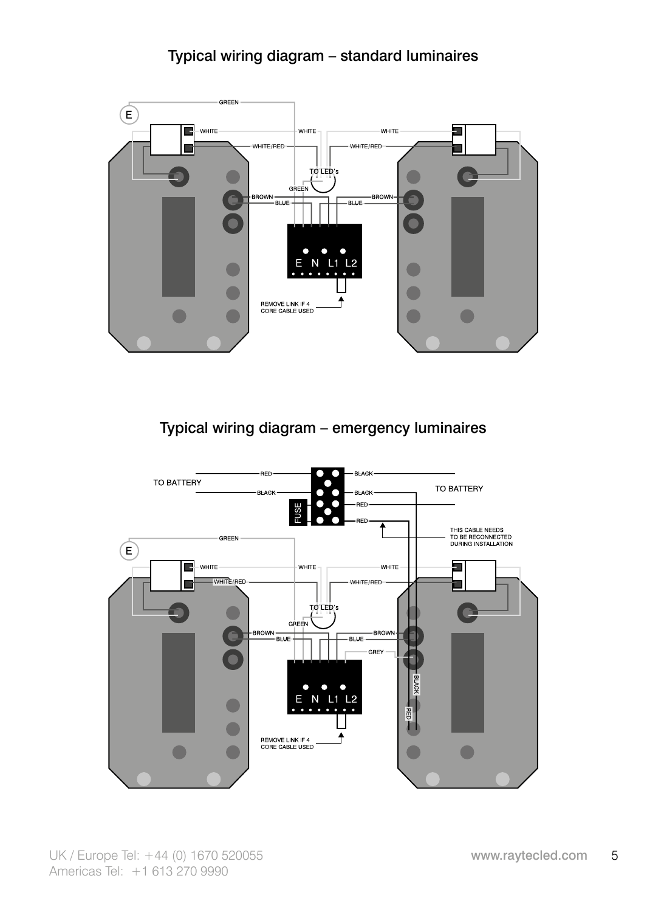## Typical wiring diagram – standard luminaires

GREEN

E

WHITE — WHITE — WHITE

WHITE/RED — WHITE/RED

TO LED's

GREEN

BROWN — BROWN

BLUE — BLUE

E N L1 L2

REMOVE LINK IF 4 CORE CABLE USED

## Typical wiring diagram – emergency luminaires

TO BATTERY — RED — BLACK — TO BATTERY

BLACK — BLACK

FUSE

RED

RED

THIS CABLE NEEDS TO BE RECONNECTED DURING INSTALLATION

GREEN

E

WHITE — WHITE — WHITE

WHITE/RED — WHITE/RED

TO LED's

GREEN

BROWN — BROWN

BLUE — BLUE

GREY

BLACK

RED

E N L1 L2

REMOVE LINK IF 4 CORE CABLE USED

UK / Europe Tel: +44 (0) 1670 520055
Americas Tel: +1 613 270 9990

www.raytecled.com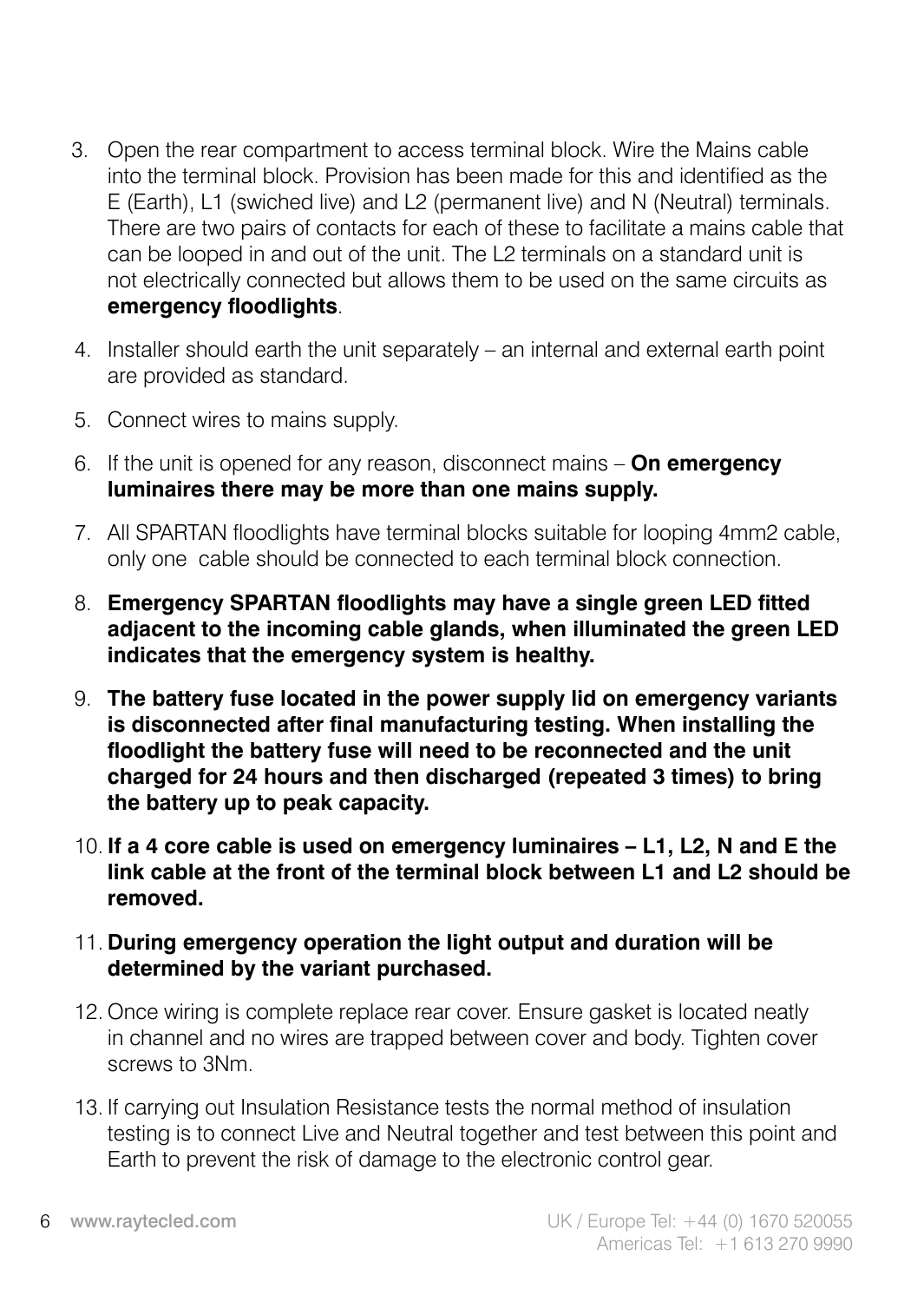3. Open the rear compartment to access terminal block. Wire the Mains cable into the terminal block. Provision has been made for this and identified as the E (Earth), L1 (swiched live) and L2 (permanent live) and N (Neutral) terminals. There are two pairs of contacts for each of these to facilitate a mains cable that can be looped in and out of the unit. The L2 terminals on a standard unit is not electrically connected but allows them to be used on the same circuits as **emergency floodlights**.
4. Installer should earth the unit separately – an internal and external earth point are provided as standard.
5. Connect wires to mains supply.
6. If the unit is opened for any reason, disconnect mains – **On emergency luminaires there may be more than one mains supply.**
7. All SPARTAN floodlights have terminal blocks suitable for looping 4mm2 cable, only one cable should be connected to each terminal block connection.
8. **Emergency SPARTAN floodlights may have a single green LED fitted adjacent to the incoming cable glands, when illuminated the green LED indicates that the emergency system is healthy.**
9. **The battery fuse located in the power supply lid on emergency variants is disconnected after final manufacturing testing. When installing the floodlight the battery fuse will need to be reconnected and the unit charged for 24 hours and then discharged (repeated 3 times) to bring the battery up to peak capacity.**
10. **If a 4 core cable is used on emergency luminaires – L1, L2, N and E the link cable at the front of the terminal block between L1 and L2 should be removed.**
11. **During emergency operation the light output and duration will be determined by the variant purchased.**
12. Once wiring is complete replace rear cover. Ensure gasket is located neatly in channel and no wires are trapped between cover and body. Tighten cover screws to 3Nm.
13. If carrying out Insulation Resistance tests the normal method of insulation testing is to connect Live and Neutral together and test between this point and Earth to prevent the risk of damage to the electronic control gear.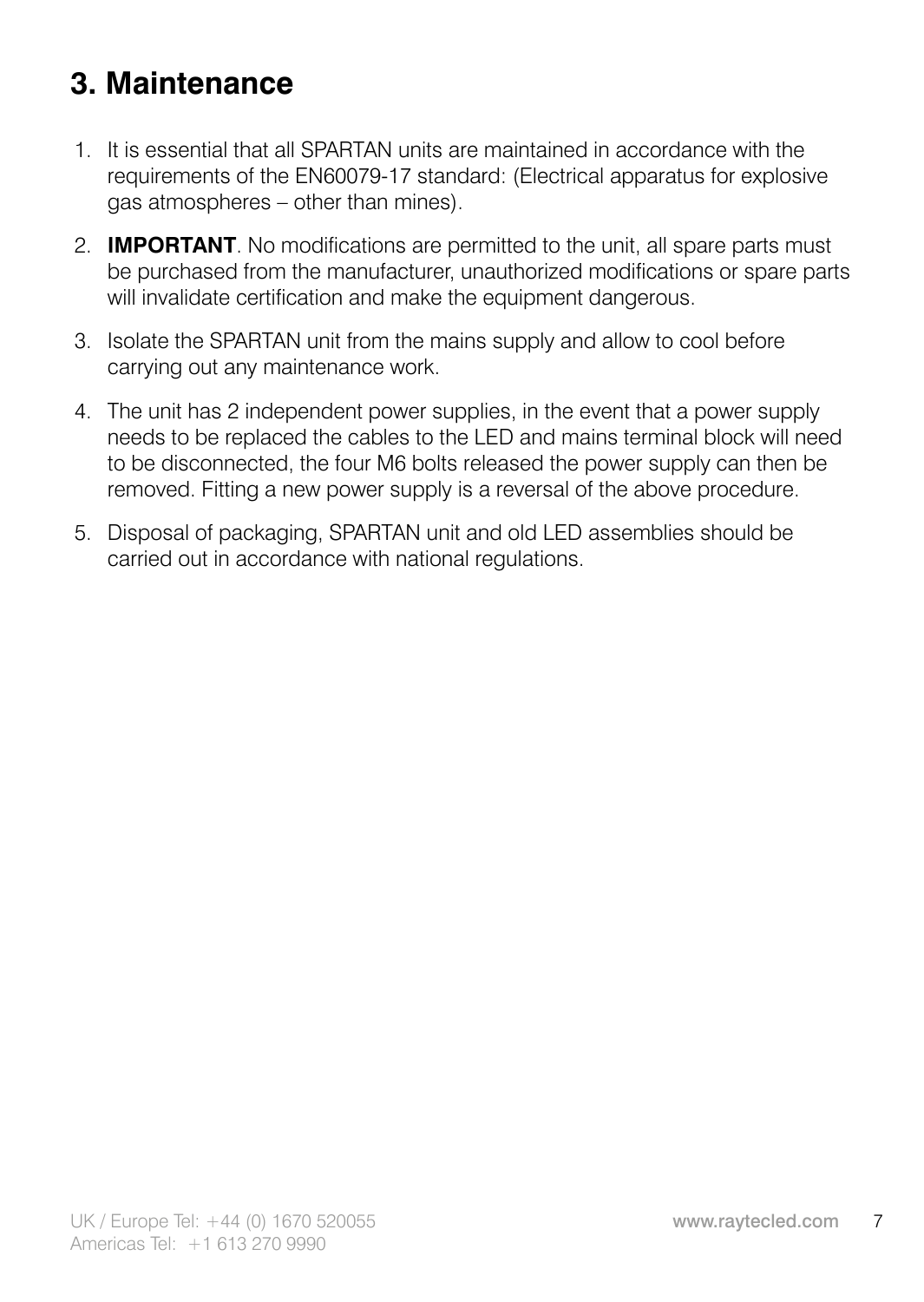# 3. Maintenance

1. It is essential that all SPARTAN units are maintained in accordance with the requirements of the EN60079-17 standard: (Electrical apparatus for explosive gas atmospheres – other than mines).
2. **IMPORTANT**. No modifications are permitted to the unit, all spare parts must be purchased from the manufacturer, unauthorized modifications or spare parts will invalidate certification and make the equipment dangerous.
3. Isolate the SPARTAN unit from the mains supply and allow to cool before carrying out any maintenance work.
4. The unit has 2 independent power supplies, in the event that a power supply needs to be replaced the cables to the LED and mains terminal block will need to be disconnected, the four M6 bolts released the power supply can then be removed. Fitting a new power supply is a reversal of the above procedure.
5. Disposal of packaging, SPARTAN unit and old LED assemblies should be carried out in accordance with national regulations.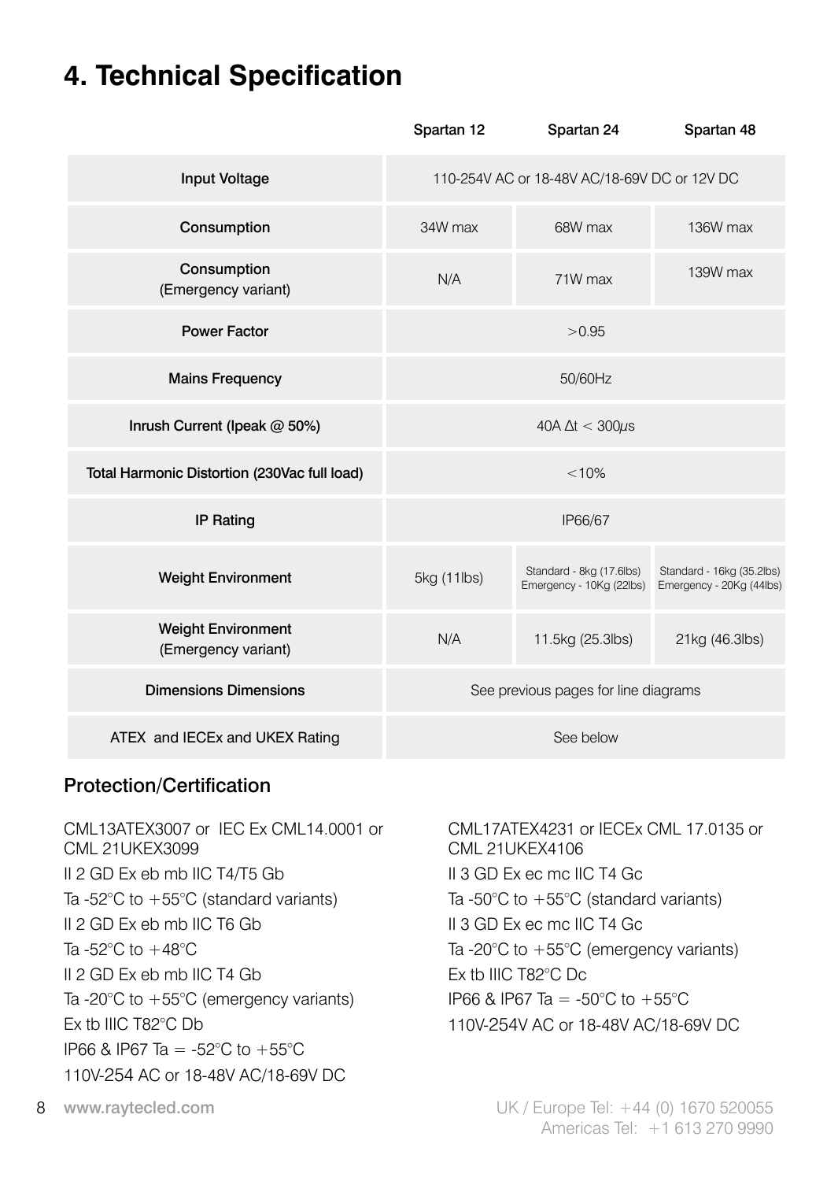# 4. Technical Specification

| | Spartan 12 | Spartan 24 | Spartan 48 |
|---|---|---|---|
| Input Voltage | 110-254V AC or 18-48V AC/18-69V DC or 12V DC | | |
| Consumption | 34W max | 68W max | 136W max |
| Consumption (Emergency variant) | N/A | 71W max | 139W max |
| Power Factor | >0.95 | | |
| Mains Frequency | 50/60Hz | | |
| Inrush Current (Ipeak @ 50%) | 40A Δt < 300μs | | |
| Total Harmonic Distortion (230Vac full load) | <10% | | |
| IP Rating | IP66/67 | | |
| Weight Environment | 5kg (11lbs) | Standard - 8kg (17.6lbs) Emergency - 10Kg (22lbs) | Standard - 16kg (35.2lbs) Emergency - 20Kg (44lbs) |
| Weight Environment (Emergency variant) | N/A | 11.5kg (25.3lbs) | 21kg (46.3lbs) |
| Dimensions Dimensions | See previous pages for line diagrams | | |
| ATEX and IECEx and UKEX Rating | See below | | |

## Protection/Certification

CML13ATEX3007 or IEC Ex CML14.0001 or CML 21UKEX3099

II 2 GD Ex eb mb IIC T4/T5 Gb

Ta -52°C to +55°C (standard variants)

II 2 GD Ex eb mb IIC T6 Gb

Ta -52°C to +48°C

II 2 GD Ex eb mb IIC T4 Gb

Ta -20°C to +55°C (emergency variants)

Ex tb IIIC T82°C Db

IP66 & IP67 Ta = -52°C to +55°C

110V-254 AC or 18-48V AC/18-69V DC

CML17ATEX4231 or IECEx CML 17.0135 or CML 21UKEX4106

II 3 GD Ex ec mc IIC T4 Gc

Ta -50°C to +55°C (standard variants)

II 3 GD Ex ec mc IIC T4 Gc

Ta -20°C to +55°C (emergency variants)

Ex tb IIIC T82°C Dc

IP66 & IP67 Ta = -50°C to +55°C

110V-254V AC or 18-48V AC/18-69V DC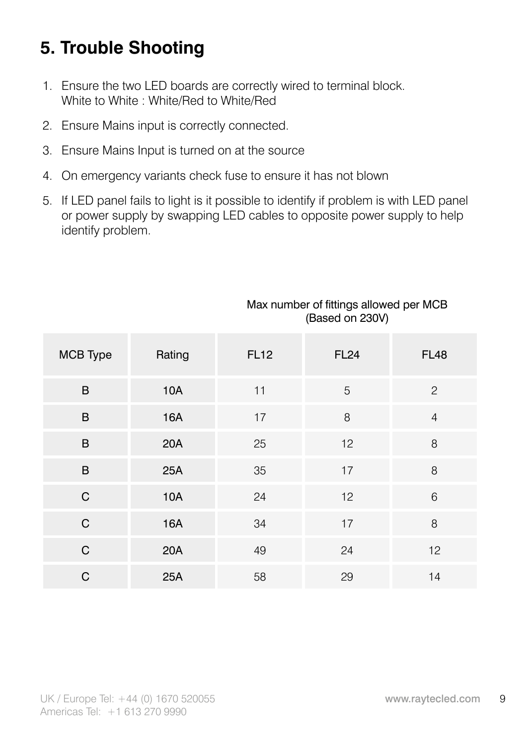# 5. Trouble Shooting

1. Ensure the two LED boards are correctly wired to terminal block.
   White to White : White/Red to White/Red
2. Ensure Mains input is correctly connected.
3. Ensure Mains Input is turned on at the source
4. On emergency variants check fuse to ensure it has not blown
5. If LED panel fails to light is it possible to identify if problem is with LED panel or power supply by swapping LED cables to opposite power supply to help identify problem.

Max number of fittings allowed per MCB
(Based on 230V)

| MCB Type | Rating | FL12 | FL24 | FL48 |
| --- | --- | --- | --- | --- |
| B | 10A | 11 | 5 | 2 |
| B | 16A | 17 | 8 | 4 |
| B | 20A | 25 | 12 | 8 |
| B | 25A | 35 | 17 | 8 |
| C | 10A | 24 | 12 | 6 |
| C | 16A | 34 | 17 | 8 |
| C | 20A | 49 | 24 | 12 |
| C | 25A | 58 | 29 | 14 |

UK / Europe Tel: +44 (0) 1670 520055
Americas Tel: +1 613 270 9990

www.raytecled.com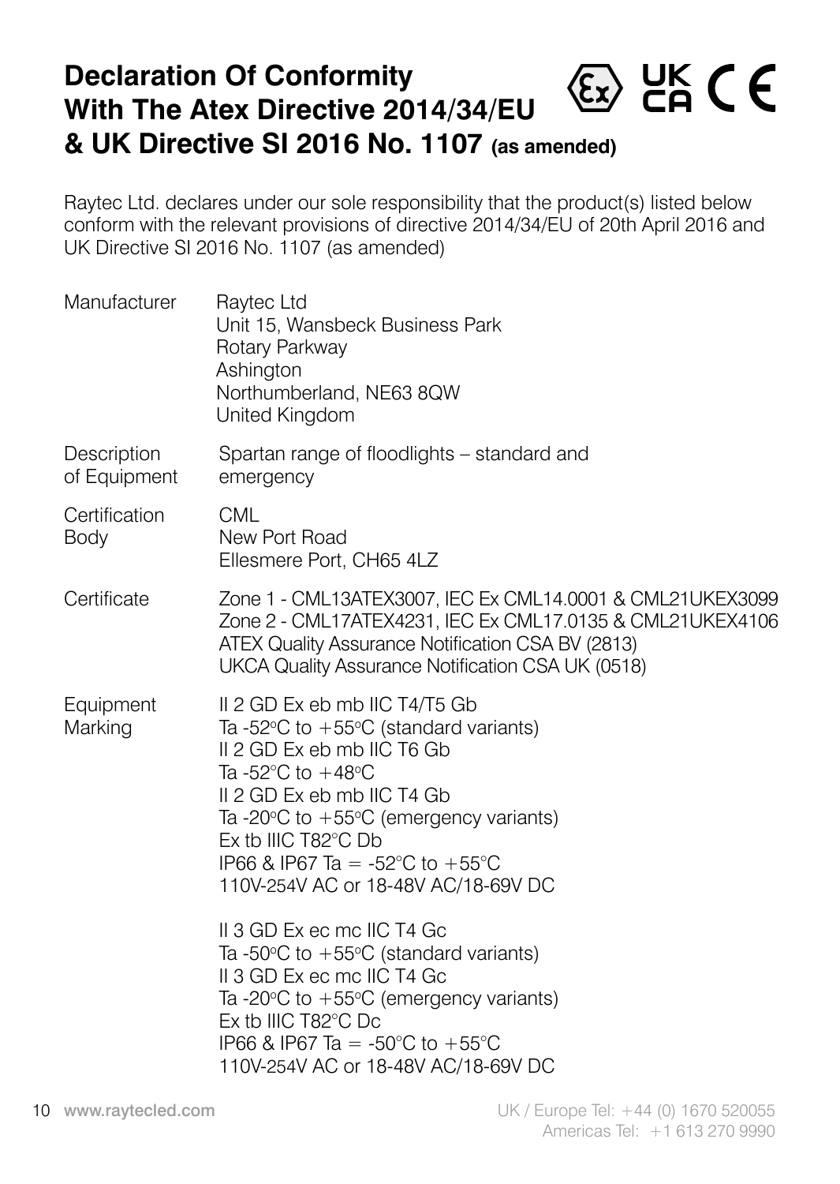# Declaration Of Conformity With The Atex Directive 2014/34/EU & UK Directive SI 2016 No. 1107 (as amended)

Raytec Ltd. declares under our sole responsibility that the product(s) listed below conform with the relevant provisions of directive 2014/34/EU of 20th April 2016 and UK Directive SI 2016 No. 1107 (as amended)

| | |
|---|---|
| Manufacturer | Raytec Ltd<br>Unit 15, Wansbeck Business Park<br>Rotary Parkway<br>Ashington<br>Northumberland, NE63 8QW<br>United Kingdom |
| Description of Equipment | Spartan range of floodlights – standard and emergency |
| Certification Body | CML<br>New Port Road<br>Ellesmere Port, CH65 4LZ |
| Certificate | Zone 1 - CML13ATEX3007, IEC Ex CML14.0001 & CML21UKEX3099<br>Zone 2 - CML17ATEX4231, IEC Ex CML17.0135 & CML21UKEX4106<br>ATEX Quality Assurance Notification CSA BV (2813)<br>UKCA Quality Assurance Notification CSA UK (0518) |
| Equipment Marking | II 2 GD Ex eb mb IIC T4/T5 Gb<br>Ta -52°C to +55°C (standard variants)<br>II 2 GD Ex eb mb IIC T6 Gb<br>Ta -52°C to +48°C<br>II 2 GD Ex eb mb IIC T4 Gb<br>Ta -20°C to +55°C (emergency variants)<br>Ex tb IIIC T82°C Db<br>IP66 & IP67 Ta = -52°C to +55°C<br>110V-254V AC or 18-48V AC/18-69V DC<br><br>II 3 GD Ex ec mc IIC T4 Gc<br>Ta -50°C to +55°C (standard variants)<br>II 3 GD Ex ec mc IIC T4 Gc<br>Ta -20°C to +55°C (emergency variants)<br>Ex tb IIIC T82°C Dc<br>IP66 & IP67 Ta = -50°C to +55°C<br>110V-254V AC or 18-48V AC/18-69V DC |

www.raytecled.com

UK / Europe Tel: +44 (0) 1670 520055
Americas Tel: +1 613 270 9990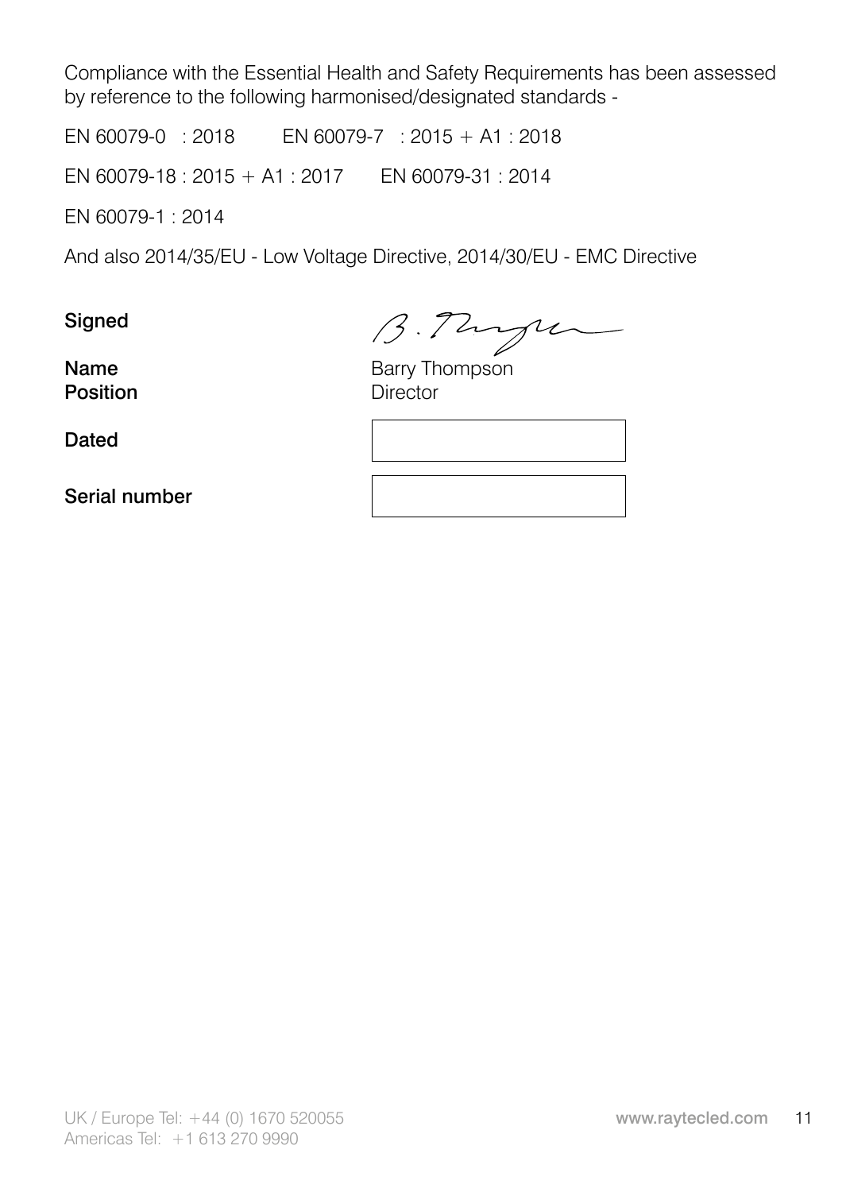Compliance with the Essential Health and Safety Requirements has been assessed by reference to the following harmonised/designated standards -

EN 60079-0 : 2018 EN 60079-7 : 2015 + A1 : 2018

EN 60079-18 : 2015 + A1 : 2017 EN 60079-31 : 2014

EN 60079-1 : 2014

And also 2014/35/EU - Low Voltage Directive, 2014/30/EU - EMC Directive

**Signed**

**Name** Barry Thompson
**Position** Director

**Dated**

**Serial number**

UK / Europe Tel: +44 (0) 1670 520055
Americas Tel: +1 613 270 9990

www.raytecled.com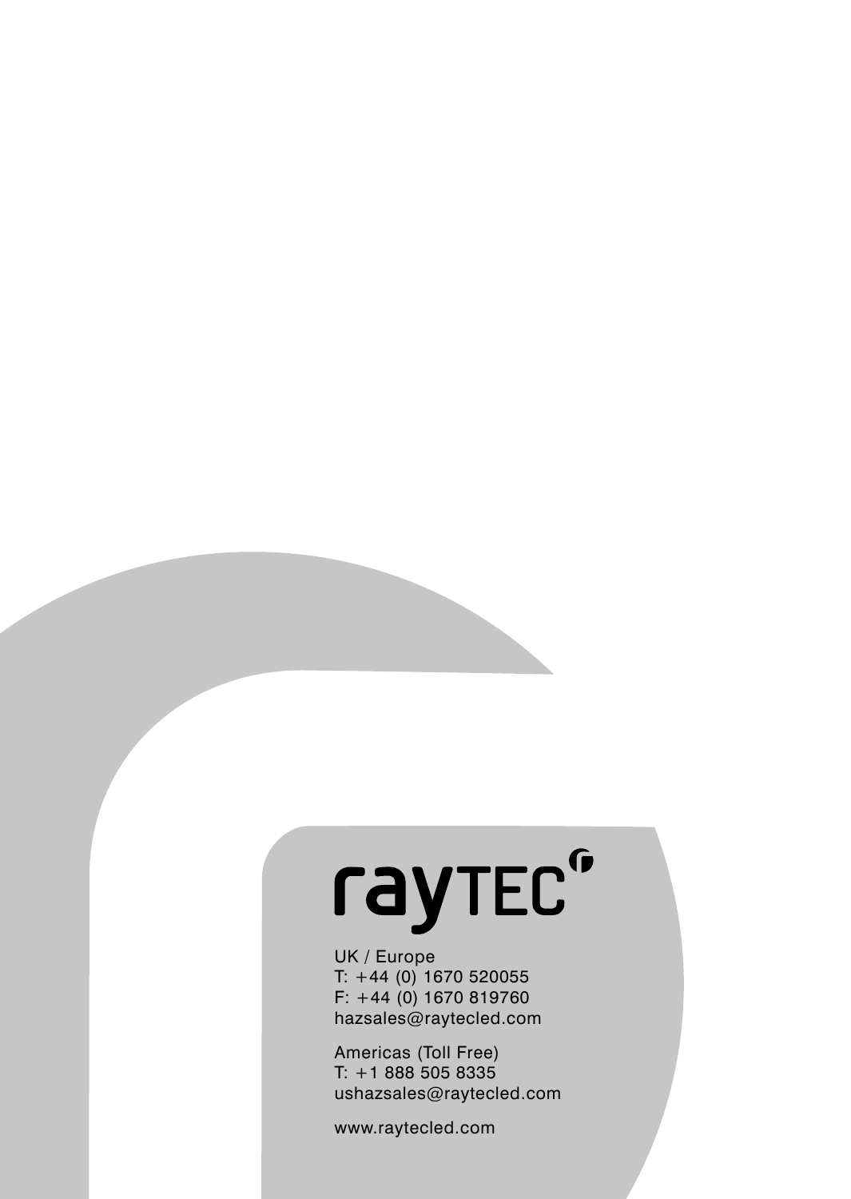rayTEC

UK / Europe
T: +44 (0) 1670 520055
F: +44 (0) 1670 819760
hazsales@raytecled.com

Americas (Toll Free)
T: +1 888 505 8335
ushazsales@raytecled.com

www.raytecled.com